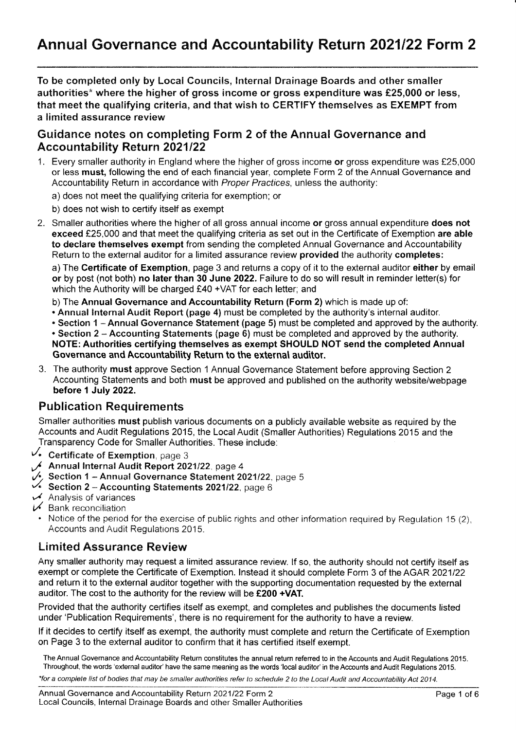# Annual Governance and Accountability Return 2021/22 Form 2

**To be completed only by Local Councils, Internal Drainage Boards and other smaller authorities* where the higher of gross income or gross expenditure was £25,000 or less, that meet the qualifying criteria, and that wish to CERTIFY themselves as EXEMPT from a limited assurance review**

## Guidance notes on completing Form 2 of the Annual Governance and Accountability Return 2021/22

1. Every smaller authority in England where the higher of gross income **or** gross expenditure was £25,000 or less **must,** following the end of each financial year, complete Form 2 of the Annual Governance and Accountability Return in accordance with *Proper Practices*, unless the authority:

   a) does not meet the qualifying criteria for exemption; or

   b) does not wish to certify itself as exempt

2. Smaller authorities where the higher of all gross annual income **or** gross annual expenditure **does not exceed** £25,000 and that meet the qualifying criteria as set out in the Certificate of Exemption **are able to declare themselves exempt** from sending the completed Annual Governance and Accountability Return to the external auditor for a limited assurance review **provided** the authority **completes:**

   a) The **Certificate of Exemption**, page 3 and returns a copy of it to the external auditor **either** by email **or** by post (not both) **no later than 30 June 2022.** Failure to do so will result in reminder letter(s) for which the Authority will be charged £40 +VAT for each letter; and

   b) The **Annual Governance and Accountability Return (Form 2)** which is made up of:
   - **Annual Internal Audit Report (page 4)** must be completed by the authority's internal auditor.
   - **Section 1 – Annual Governance Statement (page 5)** must be completed and approved by the authority.
   - **Section 2 – Accounting Statements (page 6)** must be completed and approved by the authority.

   **NOTE: Authorities certifying themselves as exempt SHOULD NOT send the completed Annual Governance and Accountability Return to the external auditor.**

3. The authority **must** approve Section 1 Annual Governance Statement before approving Section 2 Accounting Statements and both **must** be approved and published on the authority website/webpage **before 1 July 2022.**

## Publication Requirements

Smaller authorities **must** publish various documents on a publicly available website as required by the Accounts and Audit Regulations 2015, the Local Audit (Smaller Authorities) Regulations 2015 and the Transparency Code for Smaller Authorities. These include:

- ✓ **Certificate of Exemption**, page 3
- ✓ **Annual Internal Audit Report 2021/22**, page 4
- ✓ **Section 1 – Annual Governance Statement 2021/22**, page 5
- ✓ **Section 2 – Accounting Statements 2021/22**, page 6
- ✓ Analysis of variances
- ✓ Bank reconciliation
- Notice of the period for the exercise of public rights and other information required by Regulation 15 (2), Accounts and Audit Regulations 2015.

## Limited Assurance Review

Any smaller authority may request a limited assurance review. If so, the authority should not certify itself as exempt or complete the Certificate of Exemption. Instead it should complete Form 3 of the AGAR 2021/22 and return it to the external auditor together with the supporting documentation requested by the external auditor. The cost to the authority for the review will be **£200 +VAT.**

Provided that the authority certifies itself as exempt, and completes and publishes the documents listed under 'Publication Requirements', there is no requirement for the authority to have a review.

If it decides to certify itself as exempt, the authority must complete and return the Certificate of Exemption on Page 3 to the external auditor to confirm that it has certified itself exempt.

The Annual Governance and Accountability Return constitutes the annual return referred to in the Accounts and Audit Regulations 2015. Throughout, the words 'external auditor' have the same meaning as the words 'local auditor' in the Accounts and Audit Regulations 2015.

**for a complete list of bodies that may be smaller authorities refer to schedule 2 to the Local Audit and Accountability Act 2014.*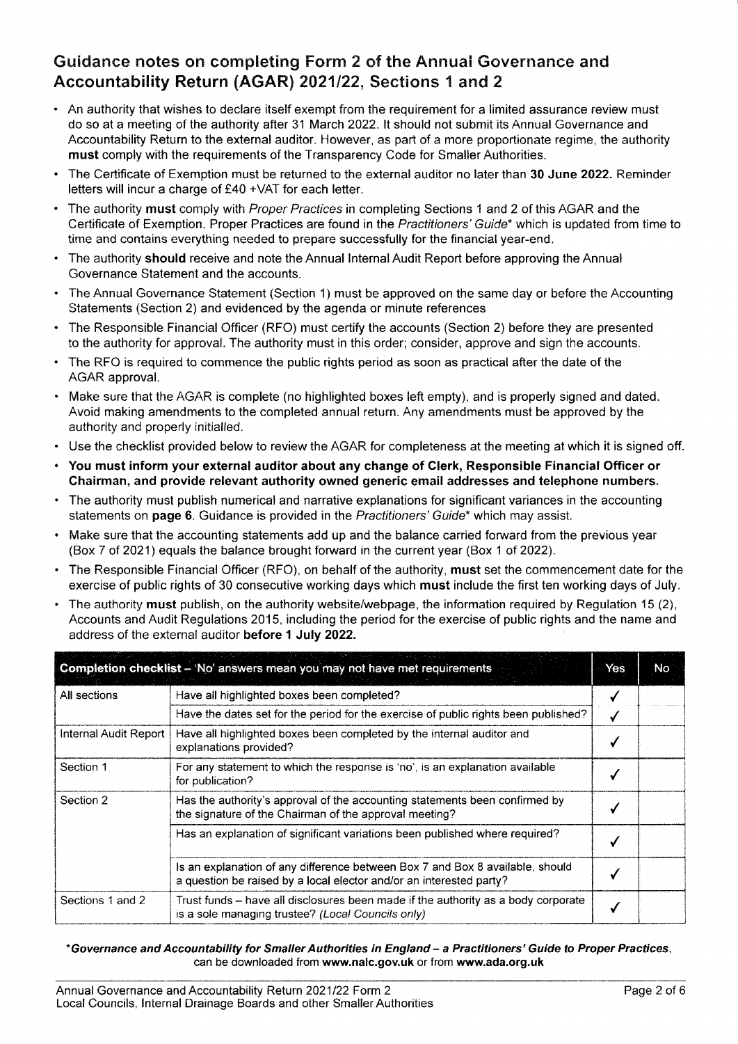## Guidance notes on completing Form 2 of the Annual Governance and Accountability Return (AGAR) 2021/22, Sections 1 and 2

- An authority that wishes to declare itself exempt from the requirement for a limited assurance review must do so at a meeting of the authority after 31 March 2022. It should not submit its Annual Governance and Accountability Return to the external auditor. However, as part of a more proportionate regime, the authority **must** comply with the requirements of the Transparency Code for Smaller Authorities.
- The Certificate of Exemption must be returned to the external auditor no later than **30 June 2022.** Reminder letters will incur a charge of £40 +VAT for each letter.
- The authority **must** comply with *Proper Practices* in completing Sections 1 and 2 of this AGAR and the Certificate of Exemption. Proper Practices are found in the *Practitioners' Guide** which is updated from time to time and contains everything needed to prepare successfully for the financial year-end.
- The authority **should** receive and note the Annual Internal Audit Report before approving the Annual Governance Statement and the accounts.
- The Annual Governance Statement (Section 1) must be approved on the same day or before the Accounting Statements (Section 2) and evidenced by the agenda or minute references
- The Responsible Financial Officer (RFO) must certify the accounts (Section 2) before they are presented to the authority for approval. The authority must in this order; consider, approve and sign the accounts.
- The RFO is required to commence the public rights period as soon as practical after the date of the AGAR approval.
- Make sure that the AGAR is complete (no highlighted boxes left empty), and is properly signed and dated. Avoid making amendments to the completed annual return. Any amendments must be approved by the authority and properly initialled.
- Use the checklist provided below to review the AGAR for completeness at the meeting at which it is signed off.
- **You must inform your external auditor about any change of Clerk, Responsible Financial Officer or Chairman, and provide relevant authority owned generic email addresses and telephone numbers.**
- The authority must publish numerical and narrative explanations for significant variances in the accounting statements on **page 6**. Guidance is provided in the *Practitioners' Guide** which may assist.
- Make sure that the accounting statements add up and the balance carried forward from the previous year (Box 7 of 2021) equals the balance brought forward in the current year (Box 1 of 2022).
- The Responsible Financial Officer (RFO), on behalf of the authority, **must** set the commencement date for the exercise of public rights of 30 consecutive working days which **must** include the first ten working days of July.
- The authority **must** publish, on the authority website/webpage, the information required by Regulation 15 (2), Accounts and Audit Regulations 2015, including the period for the exercise of public rights and the name and address of the external auditor **before 1 July 2022.**

| Completion checklist – 'No' answers mean you may not have met requirements | | Yes | No |
|---|---|---|---|
| All sections | Have all highlighted boxes been completed? | ✓ | |
| | Have the dates set for the period for the exercise of public rights been published? | ✓ | |
| Internal Audit Report | Have all highlighted boxes been completed by the internal auditor and explanations provided? | ✓ | |
| Section 1 | For any statement to which the response is 'no', is an explanation available for publication? | ✓ | |
| Section 2 | Has the authority's approval of the accounting statements been confirmed by the signature of the Chairman of the approval meeting? | ✓ | |
| | Has an explanation of significant variations been published where required? | ✓ | |
| | Is an explanation of any difference between Box 7 and Box 8 available, should a question be raised by a local elector and/or an interested party? | ✓ | |
| Sections 1 and 2 | Trust funds – have all disclosures been made if the authority as a body corporate is a sole managing trustee? *(Local Councils only)* | ✓ | |

***Governance and Accountability for Smaller Authorities in England – a Practitioners' Guide to Proper Practices**, can be downloaded from **www.nalc.gov.uk** or from **www.ada.org.uk***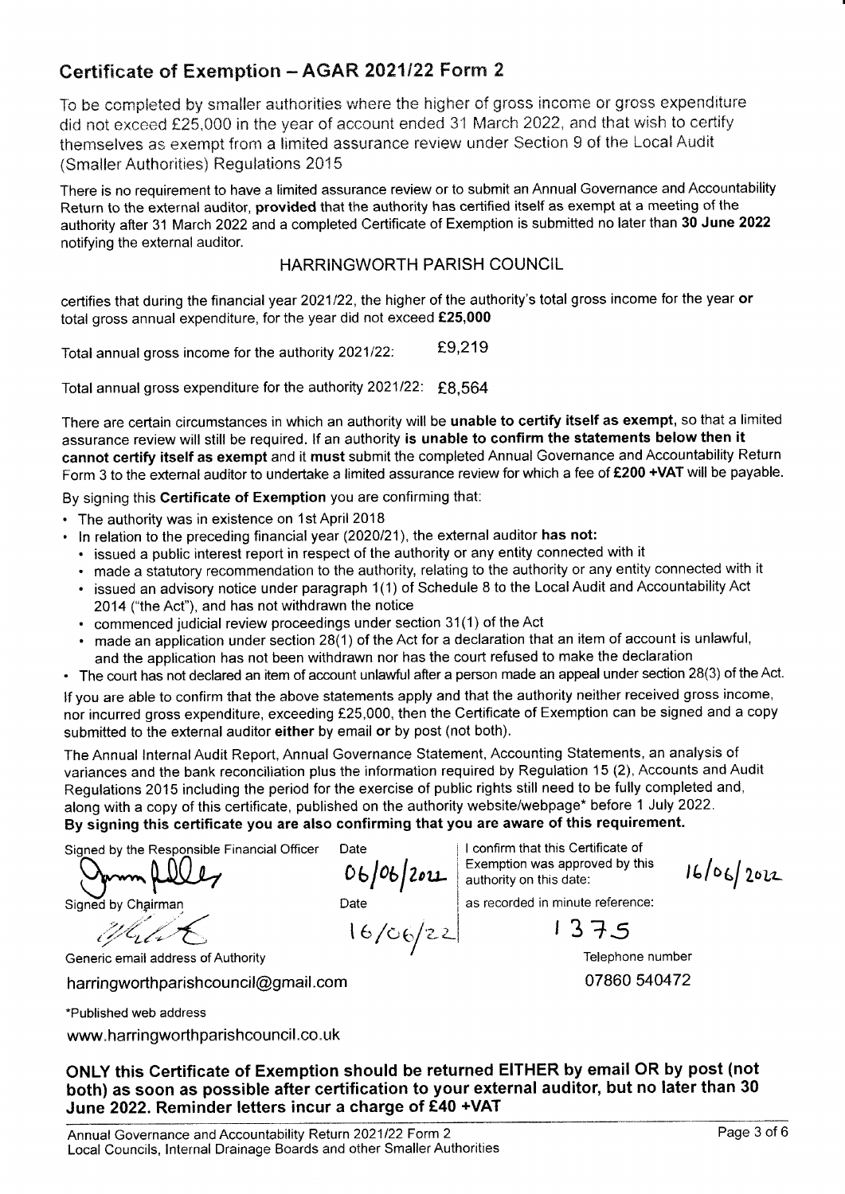# Certificate of Exemption – AGAR 2021/22 Form 2

To be completed by smaller authorities where the higher of gross income or gross expenditure did not exceed £25,000 in the year of account ended 31 March 2022, and that wish to certify themselves as exempt from a limited assurance review under Section 9 of the Local Audit (Smaller Authorities) Regulations 2015

There is no requirement to have a limited assurance review or to submit an Annual Governance and Accountability Return to the external auditor, **provided** that the authority has certified itself as exempt at a meeting of the authority after 31 March 2022 and a completed Certificate of Exemption is submitted no later than **30 June 2022** notifying the external auditor.

HARRINGWORTH PARISH COUNCIL

certifies that during the financial year 2021/22, the higher of the authority's total gross income for the year **or** total gross annual expenditure, for the year did not exceed **£25,000**

Total annual gross income for the authority 2021/22: £9,219

Total annual gross expenditure for the authority 2021/22: £8,564

There are certain circumstances in which an authority will be **unable to certify itself as exempt**, so that a limited assurance review will still be required. If an authority **is unable to confirm the statements below then it cannot certify itself as exempt** and it **must** submit the completed Annual Governance and Accountability Return Form 3 to the external auditor to undertake a limited assurance review for which a fee of **£200 +VAT** will be payable.

By signing this **Certificate of Exemption** you are confirming that:

- The authority was in existence on 1st April 2018
- In relation to the preceding financial year (2020/21), the external auditor **has not:**
  - issued a public interest report in respect of the authority or any entity connected with it
  - made a statutory recommendation to the authority, relating to the authority or any entity connected with it
  - issued an advisory notice under paragraph 1(1) of Schedule 8 to the Local Audit and Accountability Act 2014 ("the Act"), and has not withdrawn the notice
  - commenced judicial review proceedings under section 31(1) of the Act
  - made an application under section 28(1) of the Act for a declaration that an item of account is unlawful, and the application has not been withdrawn nor has the court refused to make the declaration
- The court has not declared an item of account unlawful after a person made an appeal under section 28(3) of the Act.

If you are able to confirm that the above statements apply and that the authority neither received gross income, nor incurred gross expenditure, exceeding £25,000, then the Certificate of Exemption can be signed and a copy submitted to the external auditor **either** by email **or** by post (not both).

The Annual Internal Audit Report, Annual Governance Statement, Accounting Statements, an analysis of variances and the bank reconciliation plus the information required by Regulation 15 (2), Accounts and Audit Regulations 2015 including the period for the exercise of public rights still need to be fully completed and, along with a copy of this certificate, published on the authority website/webpage* before 1 July 2022.
**By signing this certificate you are also confirming that you are aware of this requirement.**

| Signed by the Responsible Financial Officer | Date | I confirm that this Certificate of Exemption was approved by this authority on this date: | |
|---|---|---|---|
| [signature] | 06/06/2022 | | 16/06/2022 |
| Signed by Chairman | Date | as recorded in minute reference: | |
| [signature] | 16/06/22 | 1375 | |

Generic email address of Authority
harringworthparishcouncil@gmail.com

Telephone number
07860 540472

*Published web address
www.harringworthparishcouncil.co.uk

**ONLY this Certificate of Exemption should be returned EITHER by email OR by post (not both) as soon as possible after certification to your external auditor, but no later than 30 June 2022. Reminder letters incur a charge of £40 +VAT**

Annual Governance and Accountability Return 2021/22 Form 2
Local Councils, Internal Drainage Boards and other Smaller Authorities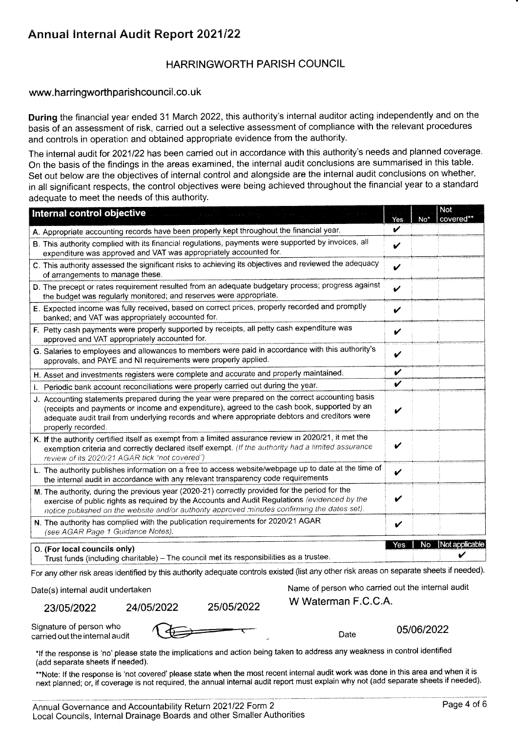# Annual Internal Audit Report 2021/22

## HARRINGWORTH PARISH COUNCIL

www.harringworthparishcouncil.co.uk

**During** the financial year ended 31 March 2022, this authority's internal auditor acting independently and on the basis of an assessment of risk, carried out a selective assessment of compliance with the relevant procedures and controls in operation and obtained appropriate evidence from the authority.

The internal audit for 2021/22 has been carried out in accordance with this authority's needs and planned coverage. On the basis of the findings in the areas examined, the internal audit conclusions are summarised in this table. Set out below are the objectives of internal control and alongside are the internal audit conclusions on whether, in all significant respects, the control objectives were being achieved throughout the financial year to a standard adequate to meet the needs of this authority.

| Internal control objective | Yes | No* | Not covered** |
|---|---|---|---|
| A. Appropriate accounting records have been properly kept throughout the financial year. | ✓ | | |
| B. This authority complied with its financial regulations, payments were supported by invoices, all expenditure was approved and VAT was appropriately accounted for. | ✓ | | |
| C. This authority assessed the significant risks to achieving its objectives and reviewed the adequacy of arrangements to manage these. | ✓ | | |
| D. The precept or rates requirement resulted from an adequate budgetary process; progress against the budget was regularly monitored; and reserves were appropriate. | ✓ | | |
| E. Expected income was fully received, based on correct prices, properly recorded and promptly banked; and VAT was appropriately accounted for. | ✓ | | |
| F. Petty cash payments were properly supported by receipts, all petty cash expenditure was approved and VAT appropriately accounted for. | ✓ | | |
| G. Salaries to employees and allowances to members were paid in accordance with this authority's approvals, and PAYE and NI requirements were properly applied. | ✓ | | |
| H. Asset and investments registers were complete and accurate and properly maintained. | ✓ | | |
| I. Periodic bank account reconciliations were properly carried out during the year. | ✓ | | |
| J. Accounting statements prepared during the year were prepared on the correct accounting basis (receipts and payments or income and expenditure), agreed to the cash book, supported by an adequate audit trail from underlying records and where appropriate debtors and creditors were properly recorded. | ✓ | | |
| K. If the authority certified itself as exempt from a limited assurance review in 2020/21, it met the exemption criteria and correctly declared itself exempt. *(If the authority had a limited assurance review of its 2020/21 AGAR tick "not covered")* | ✓ | | |
| L. The authority publishes information on a free to access website/webpage up to date at the time of the internal audit in accordance with any relevant transparency code requirements | ✓ | | |
| M. The authority, during the previous year (2020-21) correctly provided for the period for the exercise of public rights as required by the Accounts and Audit Regulations *(evidenced by the notice published on the website and/or authority approved minutes confirming the dates set).* | ✓ | | |
| N. The authority has complied with the publication requirements for 2020/21 AGAR *(see AGAR Page 1 Guidance Notes).* | ✓ | | |

| O. (For local councils only) | Yes | No | Not applicable |
|---|---|---|---|
| Trust funds (including charitable) – The council met its responsibilities as a trustee. | | | ✓ |

For any other risk areas identified by this authority adequate controls existed (list any other risk areas on separate sheets if needed).

Date(s) internal audit undertaken: 23/05/2022 24/05/2022 25/05/2022

Name of person who carried out the internal audit: W Waterman F.C.C.A.

Signature of person who carried out the internal audit: [signature]

Date: 05/06/2022

*If the response is 'no' please state the implications and action being taken to address any weakness in control identified (add separate sheets if needed).

**Note: If the response is 'not covered' please state when the most recent internal audit work was done in this area and when it is next planned; or, if coverage is not required, the annual internal audit report must explain why not (add separate sheets if needed).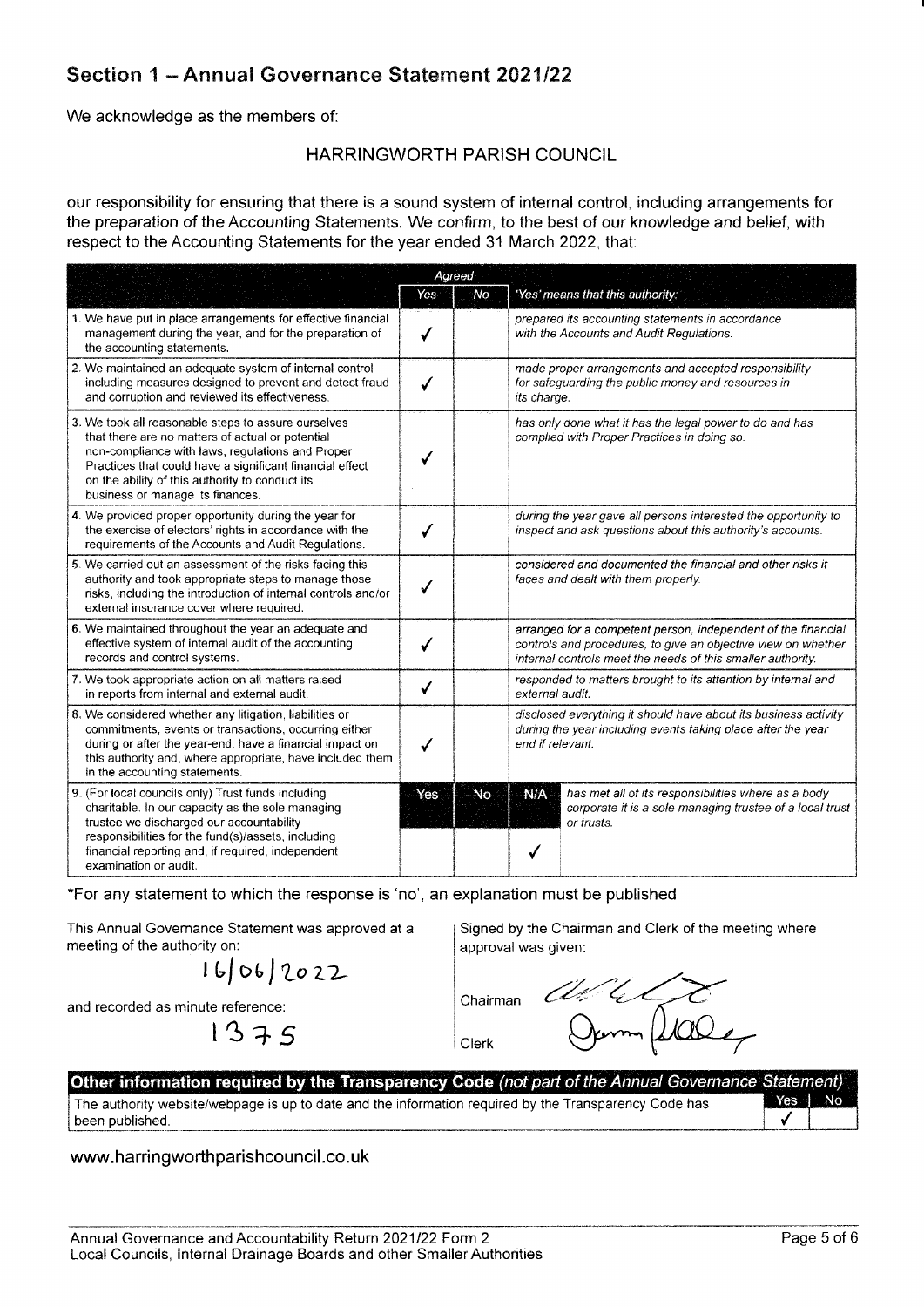## Section 1 – Annual Governance Statement 2021/22

We acknowledge as the members of:

HARRINGWORTH PARISH COUNCIL

our responsibility for ensuring that there is a sound system of internal control, including arrangements for the preparation of the Accounting Statements. We confirm, to the best of our knowledge and belief, with respect to the Accounting Statements for the year ended 31 March 2022, that:

| | Agreed | | |
|---|---|---|---|
| | Yes | No | *'Yes' means that this authority:* |
| 1. We have put in place arrangements for effective financial management during the year, and for the preparation of the accounting statements. | ✓ | | *prepared its accounting statements in accordance with the Accounts and Audit Regulations.* |
| 2. We maintained an adequate system of internal control including measures designed to prevent and detect fraud and corruption and reviewed its effectiveness. | ✓ | | *made proper arrangements and accepted responsibility for safeguarding the public money and resources in its charge.* |
| 3. We took all reasonable steps to assure ourselves that there are no matters of actual or potential non-compliance with laws, regulations and Proper Practices that could have a significant financial effect on the ability of this authority to conduct its business or manage its finances. | ✓ | | *has only done what it has the legal power to do and has complied with Proper Practices in doing so.* |
| 4. We provided proper opportunity during the year for the exercise of electors' rights in accordance with the requirements of the Accounts and Audit Regulations. | ✓ | | *during the year gave all persons interested the opportunity to inspect and ask questions about this authority's accounts.* |
| 5. We carried out an assessment of the risks facing this authority and took appropriate steps to manage those risks, including the introduction of internal controls and/or external insurance cover where required. | ✓ | | *considered and documented the financial and other risks it faces and dealt with them properly.* |
| 6. We maintained throughout the year an adequate and effective system of internal audit of the accounting records and control systems. | ✓ | | *arranged for a competent person, independent of the financial controls and procedures, to give an objective view on whether internal controls meet the needs of this smaller authority.* |
| 7. We took appropriate action on all matters raised in reports from internal and external audit. | ✓ | | *responded to matters brought to its attention by internal and external audit.* |
| 8. We considered whether any litigation, liabilities or commitments, events or transactions, occurring either during or after the year-end, have a financial impact on this authority and, where appropriate, have included them in the accounting statements. | ✓ | | *disclosed everything it should have about its business activity during the year including events taking place after the year end if relevant.* |

| | Yes | No | N/A | |
|---|---|---|---|---|
| 9. (For local councils only) Trust funds including charitable. In our capacity as the sole managing trustee we discharged our accountability responsibilities for the fund(s)/assets, including financial reporting and, if required, independent examination or audit. | | | ✓ | *has met all of its responsibilities where as a body corporate it is a sole managing trustee of a local trust or trusts.* |

*For any statement to which the response is 'no', an explanation must be published

This Annual Governance Statement was approved at a meeting of the authority on:

16/06/2022

and recorded as minute reference:

1375

Signed by the Chairman and Clerk of the meeting where approval was given:

Chairman [signature]

Clerk [signature]

| **Other information required by the Transparency Code** *(not part of the Annual Governance Statement)* | Yes | No |
|---|---|---|
| The authority website/webpage is up to date and the information required by the Transparency Code has been published. | ✓ | |

www.harringworthparishcouncil.co.uk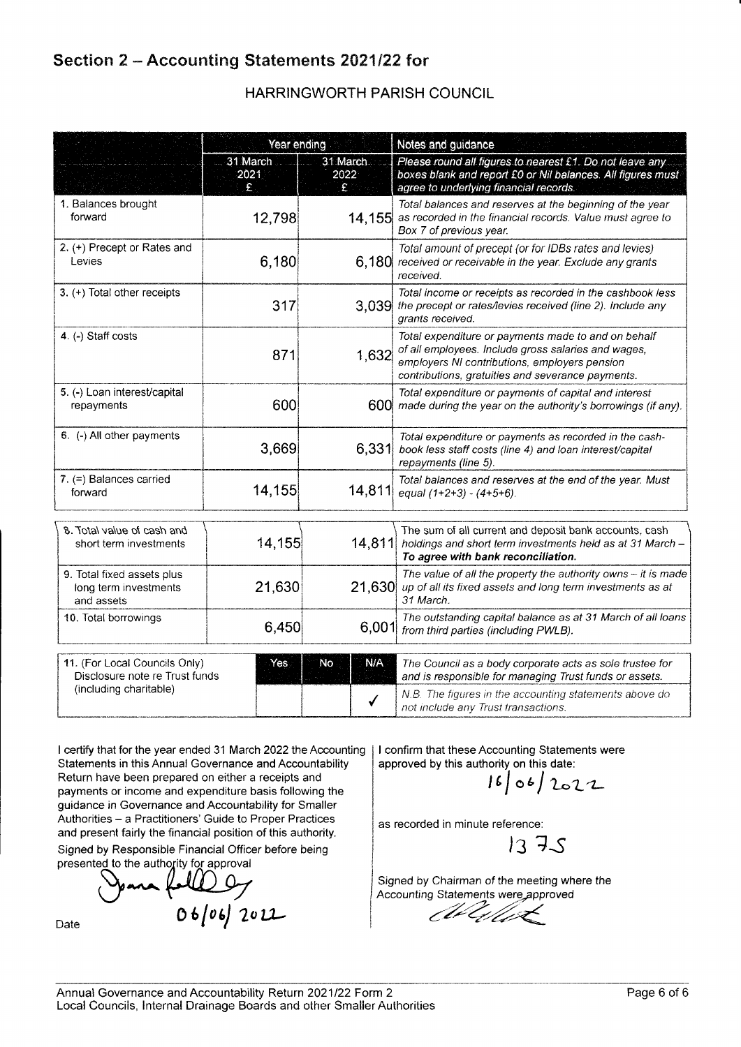## Section 2 – Accounting Statements 2021/22 for

HARRINGWORTH PARISH COUNCIL

| | Year ending | | Notes and guidance |
|---|---|---|---|
| | 31 March 2021 £ | 31 March 2022 £ | *Please round all figures to nearest £1. Do not leave any boxes blank and report £0 or Nil balances. All figures must agree to underlying financial records.* |
| 1. Balances brought forward | 12,798 | 14,155 | *Total balances and reserves at the beginning of the year as recorded in the financial records. Value must agree to Box 7 of previous year.* |
| 2. (+) Precept or Rates and Levies | 6,180 | 6,180 | *Total amount of precept (or for IDBs rates and levies) received or receivable in the year. Exclude any grants received.* |
| 3. (+) Total other receipts | 317 | 3,039 | *Total income or receipts as recorded in the cashbook less the precept or rates/levies received (line 2). Include any grants received.* |
| 4. (-) Staff costs | 871 | 1,632 | *Total expenditure or payments made to and on behalf of all employees. Include gross salaries and wages, employers NI contributions, employers pension contributions, gratuities and severance payments.* |
| 5. (-) Loan interest/capital repayments | 600 | 600 | *Total expenditure or payments of capital and interest made during the year on the authority's borrowings (if any).* |
| 6. (-) All other payments | 3,669 | 6,331 | *Total expenditure or payments as recorded in the cash-book less staff costs (line 4) and loan interest/capital repayments (line 5).* |
| 7. (=) Balances carried forward | 14,155 | 14,811 | *Total balances and reserves at the end of the year. Must equal (1+2+3) - (4+5+6).* |

| | | | |
|---|---|---|---|
| 8. Total value of cash and short term investments | 14,155 | 14,811 | The sum of all current and deposit bank accounts, cash holdings and short term investments held as at 31 March – **To agree with bank reconciliation.** |
| 9. Total fixed assets plus long term investments and assets | 21,630 | 21,630 | *The value of all the property the authority owns – it is made up of all its fixed assets and long term investments as at 31 March.* |
| 10. Total borrowings | 6,450 | 6,001 | *The outstanding capital balance as at 31 March of all loans from third parties (including PWLB).* |

| 11. (For Local Councils Only) Disclosure note re Trust funds (including charitable) | Yes | No | N/A | *The Council as a body corporate acts as sole trustee for and is responsible for managing Trust funds or assets.* |
|---|---|---|---|---|
| | | | ✓ | *N.B. The figures in the accounting statements above do not include any Trust transactions.* |

I certify that for the year ended 31 March 2022 the Accounting Statements in this Annual Governance and Accountability Return have been prepared on either a receipts and payments or income and expenditure basis following the guidance in Governance and Accountability for Smaller Authorities – a Practitioners' Guide to Proper Practices and present fairly the financial position of this authority.

Signed by Responsible Financial Officer before being presented to the authority for approval

[Signature]

Date 06/06/2022

I confirm that these Accounting Statements were approved by this authority on this date:

16/06/2022

as recorded in minute reference:

1375

Signed by Chairman of the meeting where the Accounting Statements were approved

[Signature]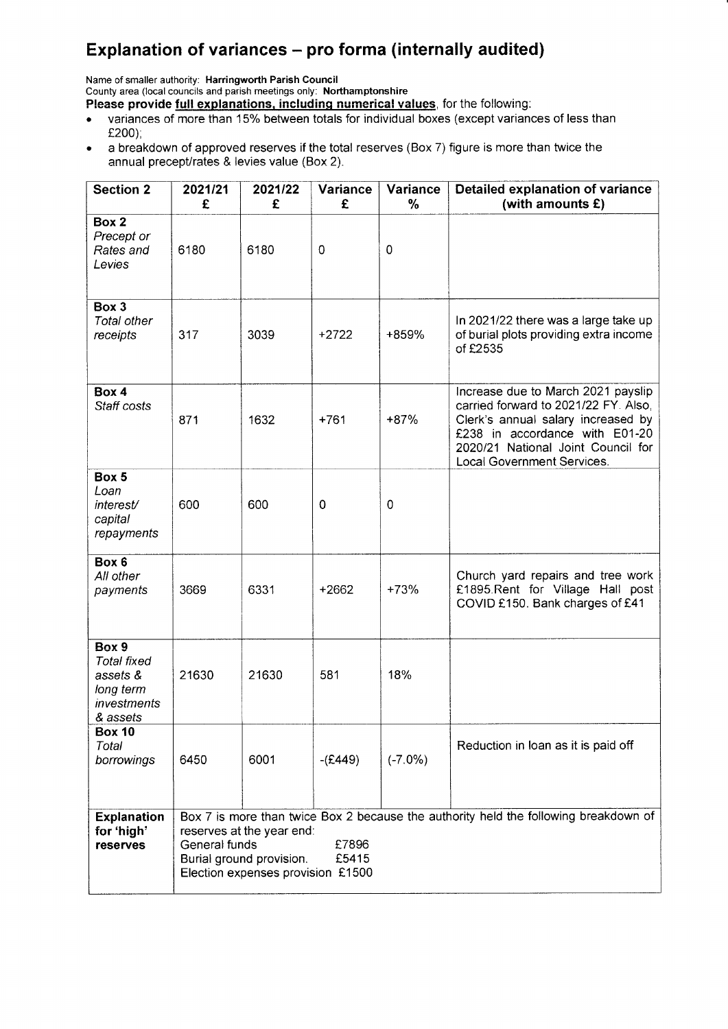# Explanation of variances – pro forma (internally audited)

Name of smaller authority: **Harringworth Parish Council**
County area (local councils and parish meetings only): **Northamptonshire**

**Please provide full explanations, including numerical values**, for the following:

- variances of more than 15% between totals for individual boxes (except variances of less than £200);
- a breakdown of approved reserves if the total reserves (Box 7) figure is more than twice the annual precept/rates & levies value (Box 2).

| Section 2 | 2021/21 £ | 2021/22 £ | Variance £ | Variance % | Detailed explanation of variance (with amounts £) |
|---|---|---|---|---|---|
| **Box 2** *Precept or Rates and Levies* | 6180 | 6180 | 0 | 0 | |
| **Box 3** *Total other receipts* | 317 | 3039 | +2722 | +859% | In 2021/22 there was a large take up of burial plots providing extra income of £2535 |
| **Box 4** *Staff costs* | 871 | 1632 | +761 | +87% | Increase due to March 2021 payslip carried forward to 2021/22 FY. Also, Clerk's annual salary increased by £238 in accordance with E01-20 2020/21 National Joint Council for Local Government Services. |
| **Box 5** *Loan interest/ capital repayments* | 600 | 600 | 0 | 0 | |
| **Box 6** *All other payments* | 3669 | 6331 | +2662 | +73% | Church yard repairs and tree work £1895.Rent for Village Hall post COVID £150. Bank charges of £41 |
| **Box 9** *Total fixed assets & long term investments & assets* | 21630 | 21630 | 581 | 18% | |
| **Box 10** *Total borrowings* | 6450 | 6001 | -(£449) | (-7.0%) | Reduction in loan as it is paid off |
| **Explanation for 'high' reserves** | Box 7 is more than twice Box 2 because the authority held the following breakdown of reserves at the year end:<br>General funds £7896<br>Burial ground provision. £5415<br>Election expenses provision £1500 | | | | |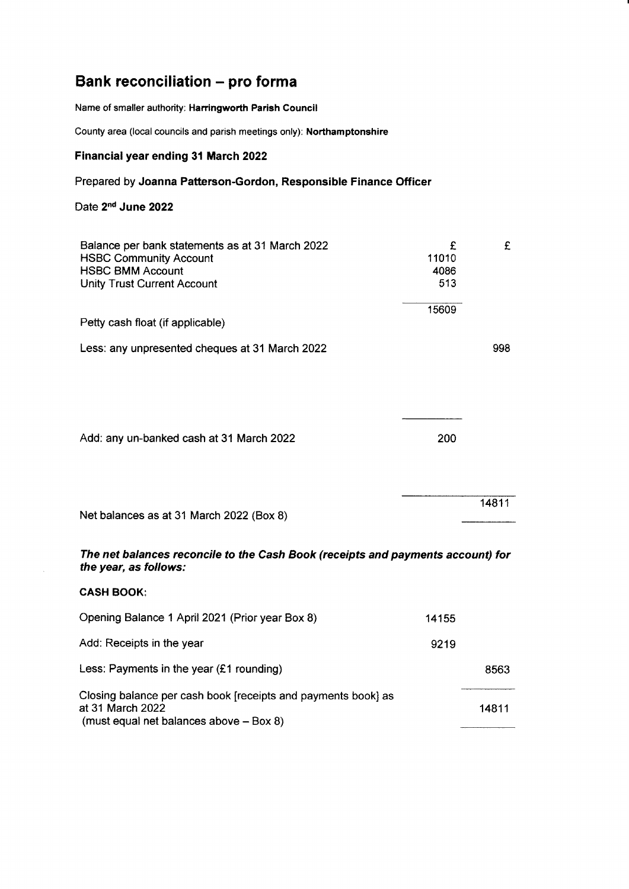# Bank reconciliation – pro forma

Name of smaller authority: **Harringworth Parish Council**

County area (local councils and parish meetings only): **Northamptonshire**

### Financial year ending 31 March 2022

Prepared by **Joanna Patterson-Gordon, Responsible Finance Officer**

Date **2nd June 2022**

| | £ | £ |
|---|---|---|
| Balance per bank statements as at 31 March 2022 | | |
| HSBC Community Account | 11010 | |
| HSBC BMM Account | 4086 | |
| Unity Trust Current Account | 513 | |
| | 15609 | |
| Petty cash float (if applicable) | | |
| Less: any unpresented cheques at 31 March 2022 | | 998 |
| Add: any un-banked cash at 31 March 2022 | 200 | |
| Net balances as at 31 March 2022 (Box 8) | | 14811 |

***The net balances reconcile to the Cash Book (receipts and payments account) for the year, as follows:***

**CASH BOOK:**

| | | |
|---|---|---|
| Opening Balance 1 April 2021 (Prior year Box 8) | 14155 | |
| Add: Receipts in the year | 9219 | |
| Less: Payments in the year (£1 rounding) | | 8563 |
| Closing balance per cash book [receipts and payments book] as at 31 March 2022 (must equal net balances above – Box 8) | | 14811 |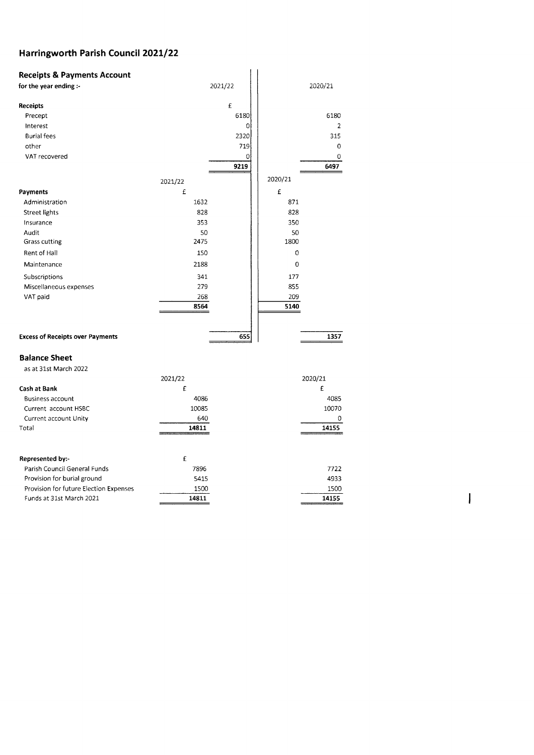# Harringworth Parish Council 2021/22

## Receipts & Payments Account

**for the year ending :-**

| | 2021/22 | 2021/22 | 2020/21 | 2020/21 |
|---|---|---|---|---|
| **Receipts** | | £ | | |
| Precept | | 6180 | | 6180 |
| Interest | | 0 | | 2 |
| Burial fees | | 2320 | | 315 |
| other | | 719 | | 0 |
| VAT recovered | | 0 | | 0 |
| | | **9219** | | **6497** |
| | 2021/22 | | 2020/21 | |
| **Payments** | £ | | £ | |
| Administration | 1632 | | 871 | |
| Street lights | 828 | | 828 | |
| Insurance | 353 | | 350 | |
| Audit | 50 | | 50 | |
| Grass cutting | 2475 | | 1800 | |
| Rent of Hall | 150 | | 0 | |
| Maintenance | 2188 | | 0 | |
| Subscriptions | 341 | | 177 | |
| Miscellaneous expenses | 279 | | 855 | |
| VAT paid | 268 | | 209 | |
| | **8564** | | **5140** | |
| **Excess of Receipts over Payments** | | **655** | | **1357** |

## Balance Sheet

as at 31st March 2022

| | 2021/22 | 2020/21 |
|---|---|---|
| **Cash at Bank** | £ | £ |
| Business account | 4086 | 4085 |
| Current account HSBC | 10085 | 10070 |
| Current account Unity | 640 | 0 |
| Total | **14811** | **14155** |

| | | |
|---|---|---|
| **Represented by:-** | £ | |
| Parish Council General Funds | 7896 | 7722 |
| Provision for burial ground | 5415 | 4933 |
| Provision for future Election Expenses | 1500 | 1500 |
| Funds at 31st March 2021 | **14811** | **14155** |